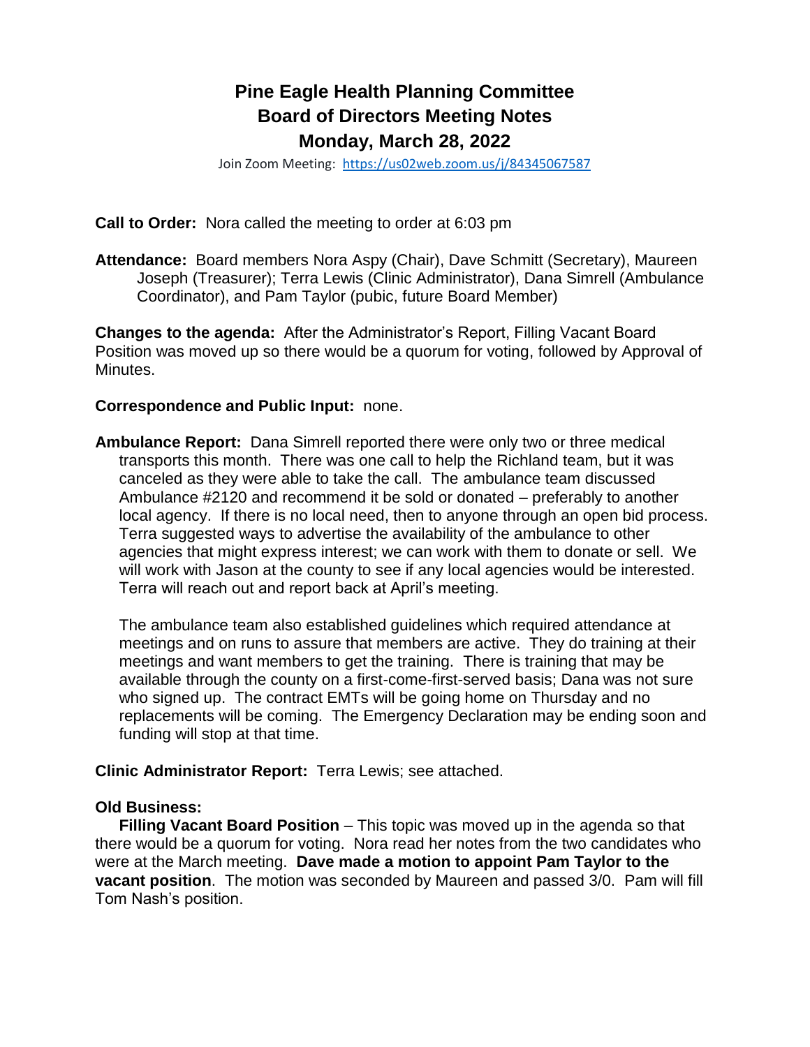# Pine Eagle Health Planning Committee
# Board of Directors Meeting Notes
# Monday, March 28, 2022

Join Zoom Meeting: https://us02web.zoom.us/j/84345067587

**Call to Order:** Nora called the meeting to order at 6:03 pm

**Attendance:** Board members Nora Aspy (Chair), Dave Schmitt (Secretary), Maureen Joseph (Treasurer); Terra Lewis (Clinic Administrator), Dana Simrell (Ambulance Coordinator), and Pam Taylor (pubic, future Board Member)

**Changes to the agenda:** After the Administrator's Report, Filling Vacant Board Position was moved up so there would be a quorum for voting, followed by Approval of Minutes.

**Correspondence and Public Input:** none.

**Ambulance Report:** Dana Simrell reported there were only two or three medical transports this month. There was one call to help the Richland team, but it was canceled as they were able to take the call. The ambulance team discussed Ambulance #2120 and recommend it be sold or donated – preferably to another local agency. If there is no local need, then to anyone through an open bid process. Terra suggested ways to advertise the availability of the ambulance to other agencies that might express interest; we can work with them to donate or sell. We will work with Jason at the county to see if any local agencies would be interested. Terra will reach out and report back at April's meeting.

The ambulance team also established guidelines which required attendance at meetings and on runs to assure that members are active. They do training at their meetings and want members to get the training. There is training that may be available through the county on a first-come-first-served basis; Dana was not sure who signed up. The contract EMTs will be going home on Thursday and no replacements will be coming. The Emergency Declaration may be ending soon and funding will stop at that time.

**Clinic Administrator Report:** Terra Lewis; see attached.

**Old Business:**

**Filling Vacant Board Position** – This topic was moved up in the agenda so that there would be a quorum for voting. Nora read her notes from the two candidates who were at the March meeting. **Dave made a motion to appoint Pam Taylor to the vacant position**. The motion was seconded by Maureen and passed 3/0. Pam will fill Tom Nash's position.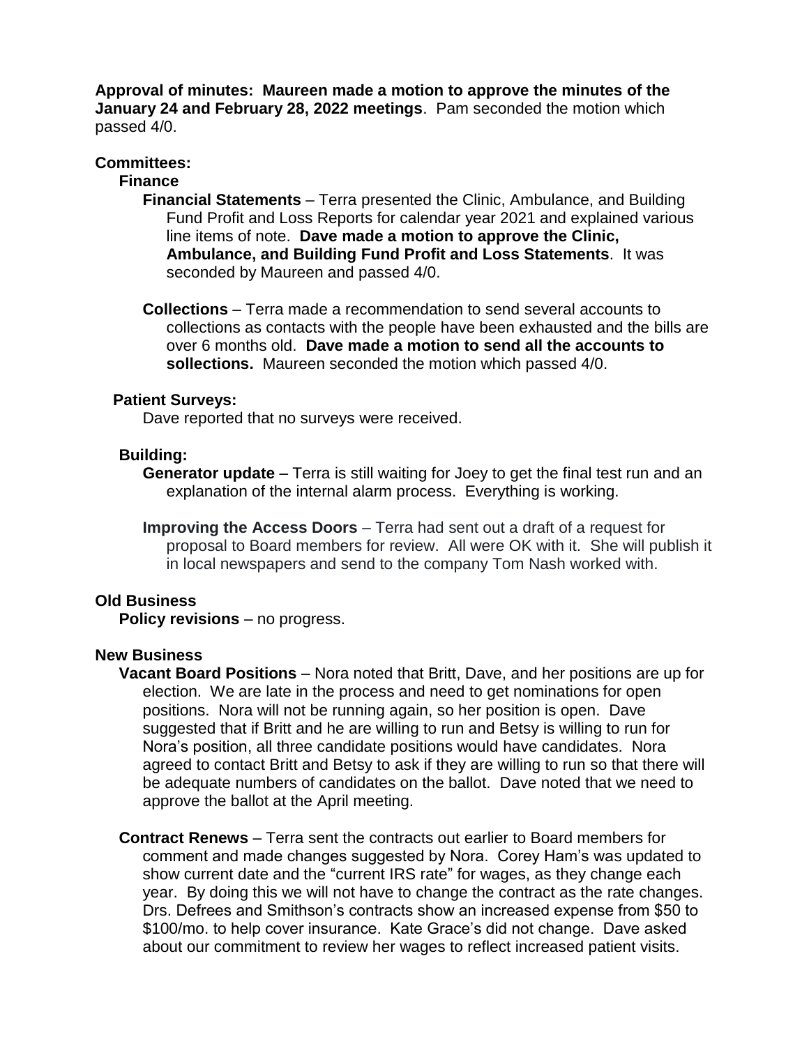**Approval of minutes: Maureen made a motion to approve the minutes of the January 24 and February 28, 2022 meetings**. Pam seconded the motion which passed 4/0.

**Committees:**

**Finance**

**Financial Statements** – Terra presented the Clinic, Ambulance, and Building Fund Profit and Loss Reports for calendar year 2021 and explained various line items of note. **Dave made a motion to approve the Clinic, Ambulance, and Building Fund Profit and Loss Statements**. It was seconded by Maureen and passed 4/0.

**Collections** – Terra made a recommendation to send several accounts to collections as contacts with the people have been exhausted and the bills are over 6 months old. **Dave made a motion to send all the accounts to sollections.** Maureen seconded the motion which passed 4/0.

**Patient Surveys:**

Dave reported that no surveys were received.

**Building:**

**Generator update** – Terra is still waiting for Joey to get the final test run and an explanation of the internal alarm process. Everything is working.

**Improving the Access Doors** – Terra had sent out a draft of a request for proposal to Board members for review. All were OK with it. She will publish it in local newspapers and send to the company Tom Nash worked with.

**Old Business**

**Policy revisions** – no progress.

**New Business**

**Vacant Board Positions** – Nora noted that Britt, Dave, and her positions are up for election. We are late in the process and need to get nominations for open positions. Nora will not be running again, so her position is open. Dave suggested that if Britt and he are willing to run and Betsy is willing to run for Nora's position, all three candidate positions would have candidates. Nora agreed to contact Britt and Betsy to ask if they are willing to run so that there will be adequate numbers of candidates on the ballot. Dave noted that we need to approve the ballot at the April meeting.

**Contract Renews** – Terra sent the contracts out earlier to Board members for comment and made changes suggested by Nora. Corey Ham's was updated to show current date and the "current IRS rate" for wages, as they change each year. By doing this we will not have to change the contract as the rate changes. Drs. Defrees and Smithson's contracts show an increased expense from $50 to $100/mo. to help cover insurance. Kate Grace's did not change. Dave asked about our commitment to review her wages to reflect increased patient visits.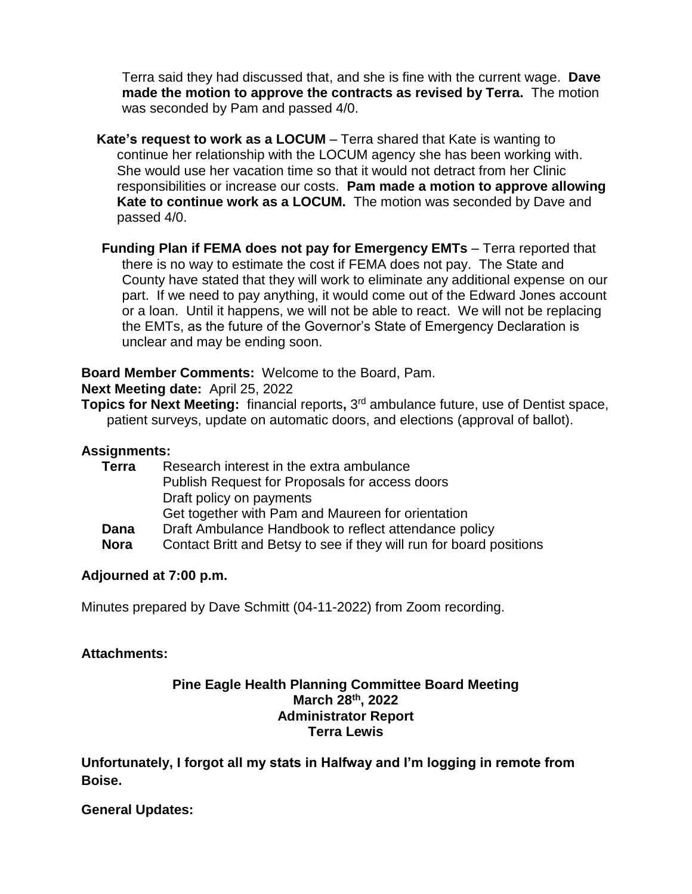Terra said they had discussed that, and she is fine with the current wage. **Dave made the motion to approve the contracts as revised by Terra.** The motion was seconded by Pam and passed 4/0.

**Kate's request to work as a LOCUM** – Terra shared that Kate is wanting to continue her relationship with the LOCUM agency she has been working with. She would use her vacation time so that it would not detract from her Clinic responsibilities or increase our costs. **Pam made a motion to approve allowing Kate to continue work as a LOCUM.** The motion was seconded by Dave and passed 4/0.

**Funding Plan if FEMA does not pay for Emergency EMTs** – Terra reported that there is no way to estimate the cost if FEMA does not pay. The State and County have stated that they will work to eliminate any additional expense on our part. If we need to pay anything, it would come out of the Edward Jones account or a loan. Until it happens, we will not be able to react. We will not be replacing the EMTs, as the future of the Governor's State of Emergency Declaration is unclear and may be ending soon.

**Board Member Comments:** Welcome to the Board, Pam.

**Next Meeting date:** April 25, 2022

**Topics for Next Meeting:** financial reports**,** 3rd ambulance future, use of Dentist space, patient surveys, update on automatic doors, and elections (approval of ballot).

**Assignments:**

- **Terra**
  - Research interest in the extra ambulance
  - Publish Request for Proposals for access doors
  - Draft policy on payments
  - Get together with Pam and Maureen for orientation
- **Dana** Draft Ambulance Handbook to reflect attendance policy
- **Nora** Contact Britt and Betsy to see if they will run for board positions

**Adjourned at 7:00 p.m.**

Minutes prepared by Dave Schmitt (04-11-2022) from Zoom recording.

**Attachments:**

**Pine Eagle Health Planning Committee Board Meeting**
**March 28th, 2022**
**Administrator Report**
**Terra Lewis**

**Unfortunately, I forgot all my stats in Halfway and I'm logging in remote from Boise.**

**General Updates:**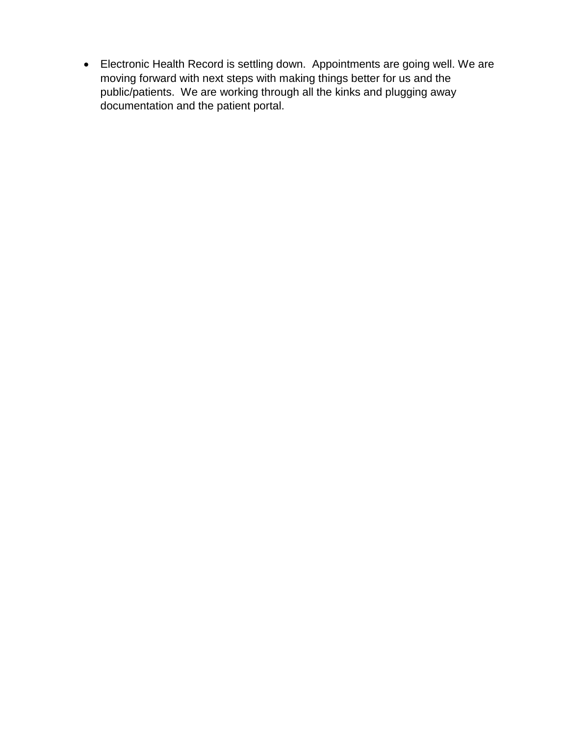- Electronic Health Record is settling down. Appointments are going well. We are moving forward with next steps with making things better for us and the public/patients. We are working through all the kinks and plugging away documentation and the patient portal.